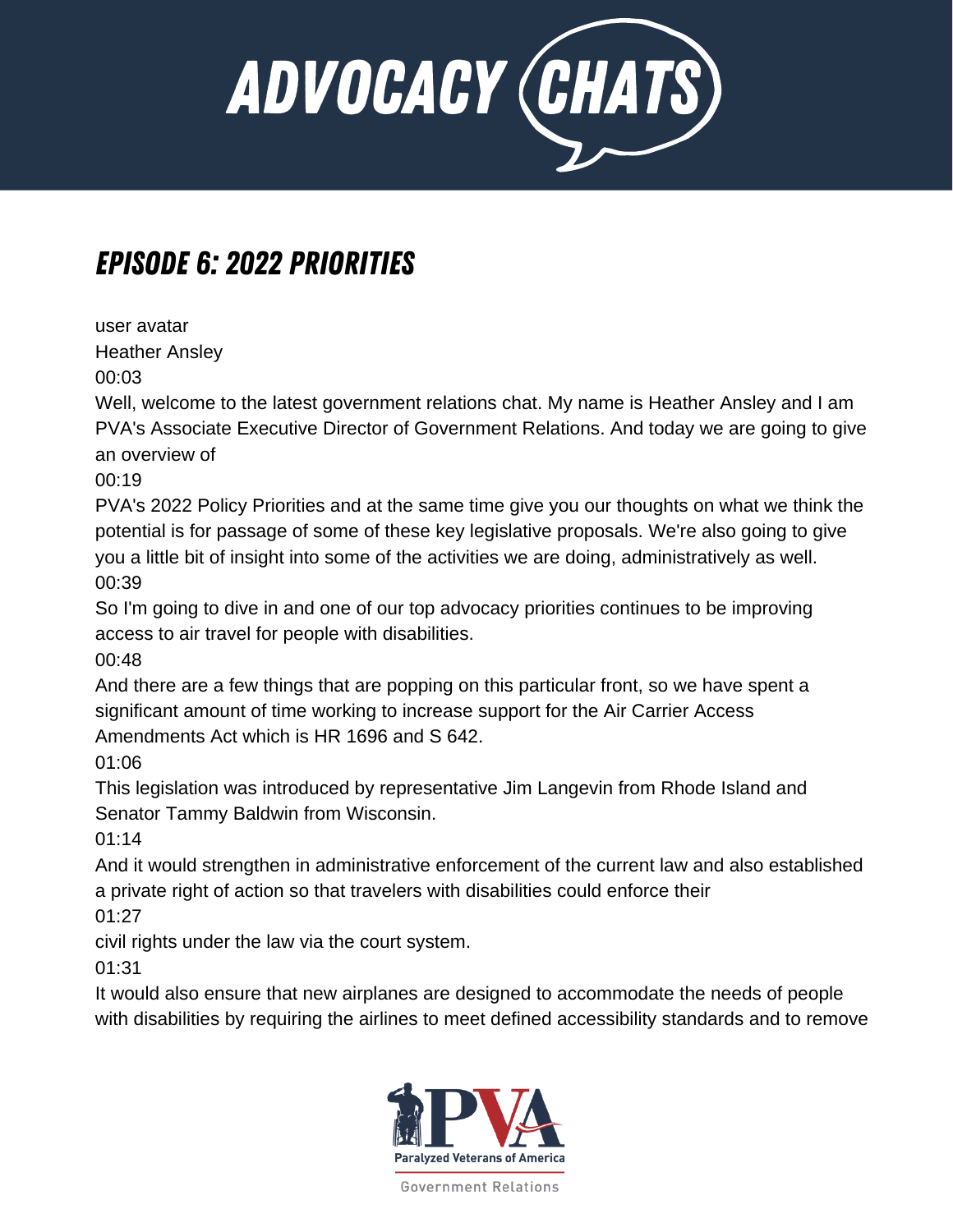# ADVOCACY CHATS

## EPISODE 6: 2022 PRIORITIES

user avatar

Heather Ansley

00:03

Well, welcome to the latest government relations chat. My name is Heather Ansley and I am PVA's Associate Executive Director of Government Relations. And today we are going to give an overview of

00:19

PVA's 2022 Policy Priorities and at the same time give you our thoughts on what we think the potential is for passage of some of these key legislative proposals. We're also going to give you a little bit of insight into some of the activities we are doing, administratively as well.

00:39

So I'm going to dive in and one of our top advocacy priorities continues to be improving access to air travel for people with disabilities.

00:48

And there are a few things that are popping on this particular front, so we have spent a significant amount of time working to increase support for the Air Carrier Access Amendments Act which is HR 1696 and S 642.

01:06

This legislation was introduced by representative Jim Langevin from Rhode Island and Senator Tammy Baldwin from Wisconsin.

01:14

And it would strengthen in administrative enforcement of the current law and also established a private right of action so that travelers with disabilities could enforce their

01:27

civil rights under the law via the court system.

01:31

It would also ensure that new airplanes are designed to accommodate the needs of people with disabilities by requiring the airlines to meet defined accessibility standards and to remove

Paralyzed Veterans of America

Government Relations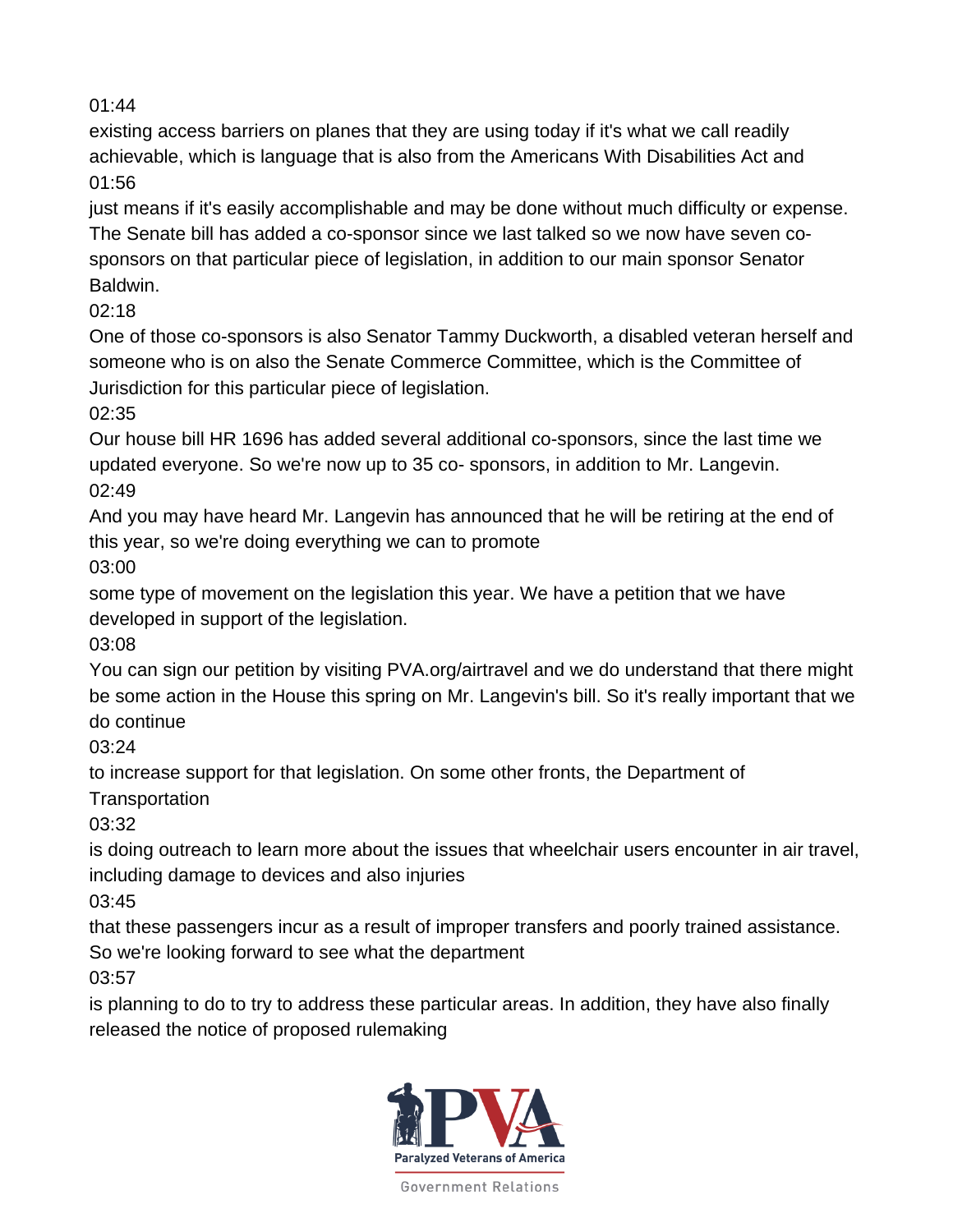01:44

existing access barriers on planes that they are using today if it's what we call readily achievable, which is language that is also from the Americans With Disabilities Act and

01:56

just means if it's easily accomplishable and may be done without much difficulty or expense. The Senate bill has added a co-sponsor since we last talked so we now have seven co-sponsors on that particular piece of legislation, in addition to our main sponsor Senator Baldwin.

02:18

One of those co-sponsors is also Senator Tammy Duckworth, a disabled veteran herself and someone who is on also the Senate Commerce Committee, which is the Committee of Jurisdiction for this particular piece of legislation.

02:35

Our house bill HR 1696 has added several additional co-sponsors, since the last time we updated everyone. So we're now up to 35 co- sponsors, in addition to Mr. Langevin.

02:49

And you may have heard Mr. Langevin has announced that he will be retiring at the end of this year, so we're doing everything we can to promote

03:00

some type of movement on the legislation this year. We have a petition that we have developed in support of the legislation.

03:08

You can sign our petition by visiting PVA.org/airtravel and we do understand that there might be some action in the House this spring on Mr. Langevin's bill. So it's really important that we do continue

03:24

to increase support for that legislation. On some other fronts, the Department of Transportation

03:32

is doing outreach to learn more about the issues that wheelchair users encounter in air travel, including damage to devices and also injuries

03:45

that these passengers incur as a result of improper transfers and poorly trained assistance. So we're looking forward to see what the department

03:57

is planning to do to try to address these particular areas. In addition, they have also finally released the notice of proposed rulemaking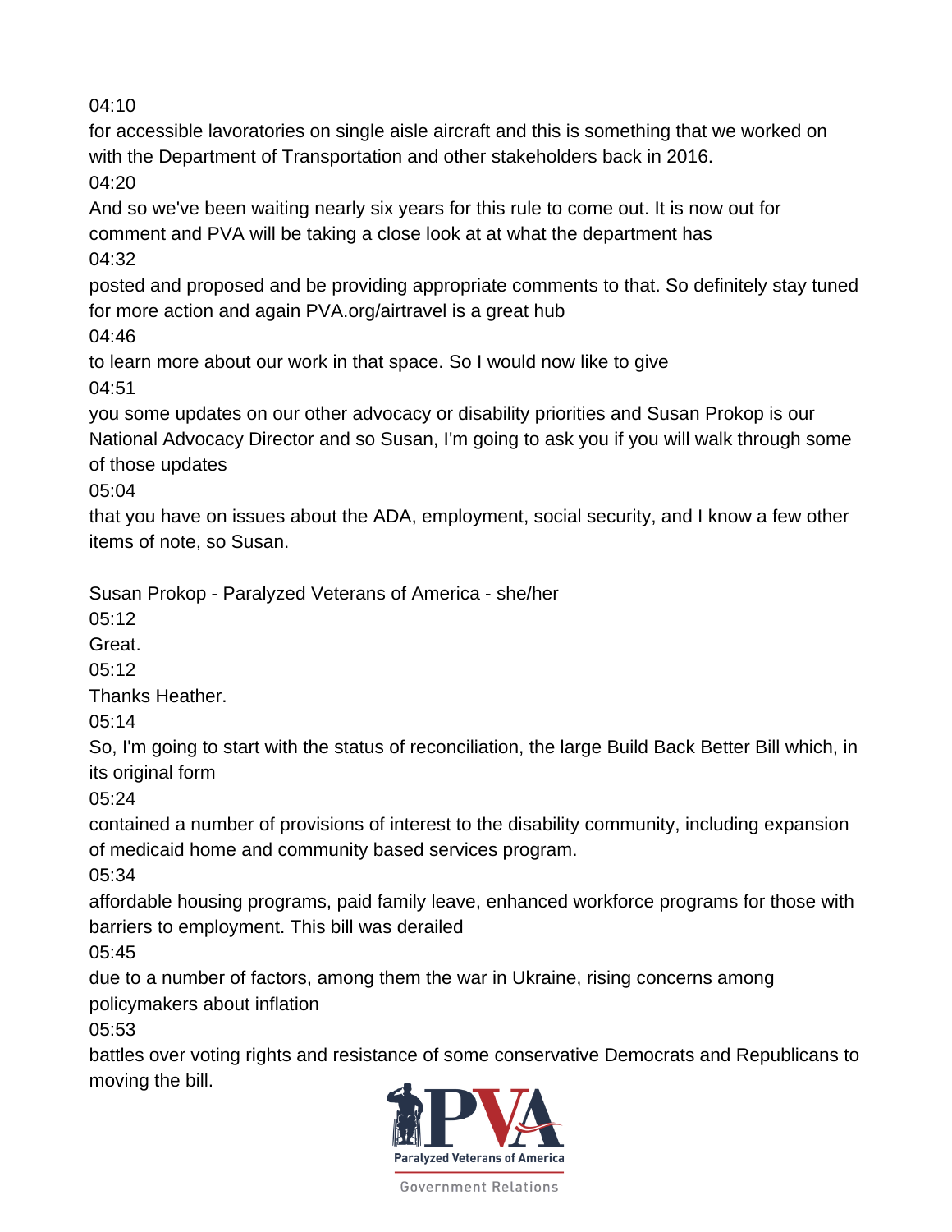04:10

for accessible lavoratories on single aisle aircraft and this is something that we worked on with the Department of Transportation and other stakeholders back in 2016.

04:20

And so we've been waiting nearly six years for this rule to come out. It is now out for comment and PVA will be taking a close look at at what the department has

04:32

posted and proposed and be providing appropriate comments to that. So definitely stay tuned for more action and again PVA.org/airtravel is a great hub

04:46

to learn more about our work in that space. So I would now like to give

04:51

you some updates on our other advocacy or disability priorities and Susan Prokop is our National Advocacy Director and so Susan, I'm going to ask you if you will walk through some of those updates

05:04

that you have on issues about the ADA, employment, social security, and I know a few other items of note, so Susan.

Susan Prokop - Paralyzed Veterans of America - she/her

05:12

Great.

05:12

Thanks Heather.

05:14

So, I'm going to start with the status of reconciliation, the large Build Back Better Bill which, in its original form

05:24

contained a number of provisions of interest to the disability community, including expansion of medicaid home and community based services program.

05:34

affordable housing programs, paid family leave, enhanced workforce programs for those with barriers to employment. This bill was derailed

05:45

due to a number of factors, among them the war in Ukraine, rising concerns among policymakers about inflation

05:53

battles over voting rights and resistance of some conservative Democrats and Republicans to moving the bill.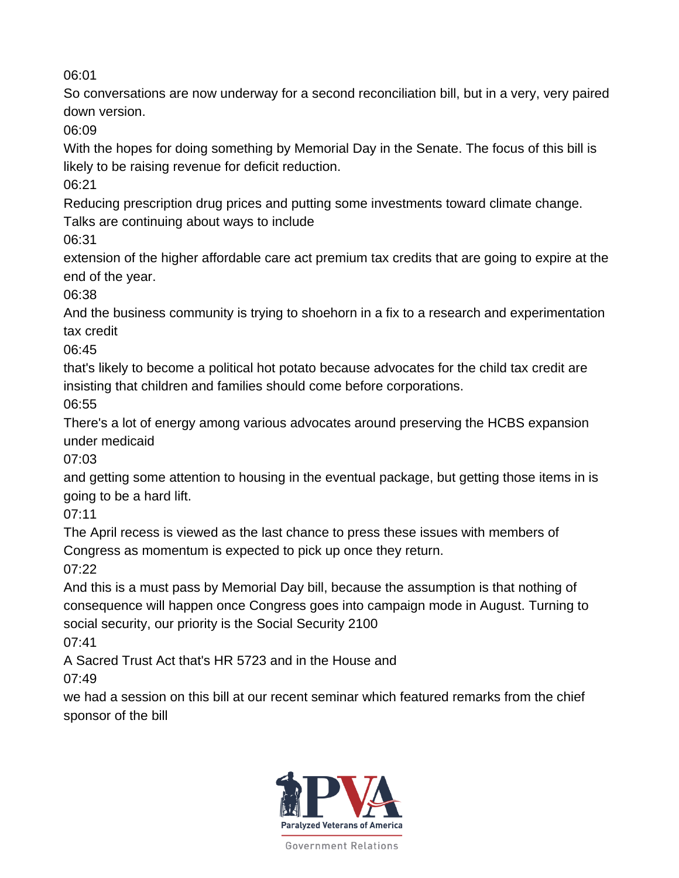06:01

So conversations are now underway for a second reconciliation bill, but in a very, very paired down version.

06:09

With the hopes for doing something by Memorial Day in the Senate. The focus of this bill is likely to be raising revenue for deficit reduction.

06:21

Reducing prescription drug prices and putting some investments toward climate change. Talks are continuing about ways to include

06:31

extension of the higher affordable care act premium tax credits that are going to expire at the end of the year.

06:38

And the business community is trying to shoehorn in a fix to a research and experimentation tax credit

06:45

that's likely to become a political hot potato because advocates for the child tax credit are insisting that children and families should come before corporations.

06:55

There's a lot of energy among various advocates around preserving the HCBS expansion under medicaid

07:03

and getting some attention to housing in the eventual package, but getting those items in is going to be a hard lift.

07:11

The April recess is viewed as the last chance to press these issues with members of Congress as momentum is expected to pick up once they return.

07:22

And this is a must pass by Memorial Day bill, because the assumption is that nothing of consequence will happen once Congress goes into campaign mode in August. Turning to social security, our priority is the Social Security 2100

07:41

A Sacred Trust Act that's HR 5723 and in the House and

07:49

we had a session on this bill at our recent seminar which featured remarks from the chief sponsor of the bill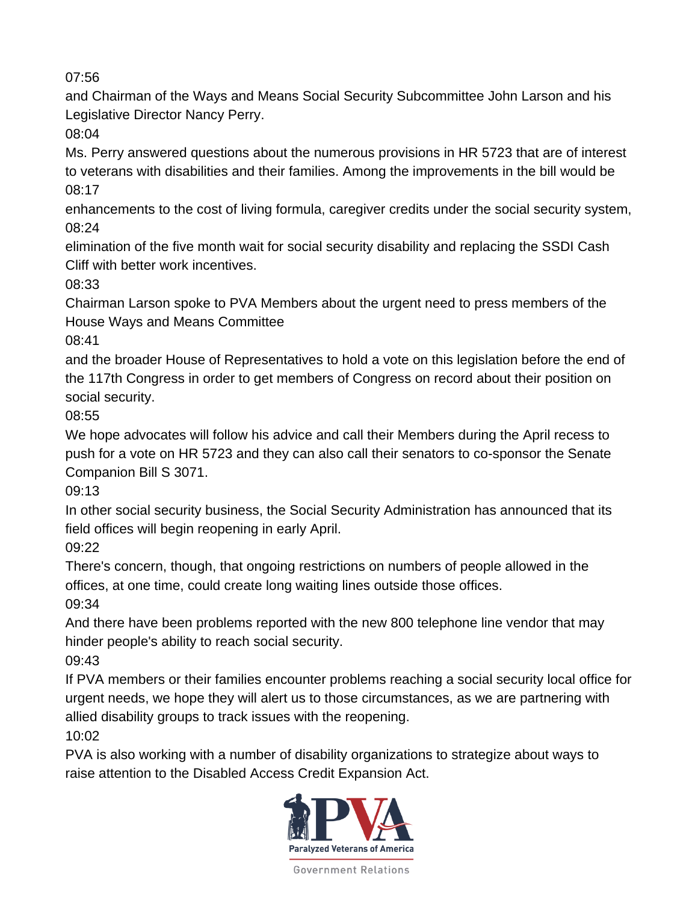07:56

and Chairman of the Ways and Means Social Security Subcommittee John Larson and his Legislative Director Nancy Perry.

08:04

Ms. Perry answered questions about the numerous provisions in HR 5723 that are of interest to veterans with disabilities and their families. Among the improvements in the bill would be

08:17

enhancements to the cost of living formula, caregiver credits under the social security system,

08:24

elimination of the five month wait for social security disability and replacing the SSDI Cash Cliff with better work incentives.

08:33

Chairman Larson spoke to PVA Members about the urgent need to press members of the House Ways and Means Committee

08:41

and the broader House of Representatives to hold a vote on this legislation before the end of the 117th Congress in order to get members of Congress on record about their position on social security.

08:55

We hope advocates will follow his advice and call their Members during the April recess to push for a vote on HR 5723 and they can also call their senators to co-sponsor the Senate Companion Bill S 3071.

09:13

In other social security business, the Social Security Administration has announced that its field offices will begin reopening in early April.

09:22

There's concern, though, that ongoing restrictions on numbers of people allowed in the offices, at one time, could create long waiting lines outside those offices.

09:34

And there have been problems reported with the new 800 telephone line vendor that may hinder people's ability to reach social security.

09:43

If PVA members or their families encounter problems reaching a social security local office for urgent needs, we hope they will alert us to those circumstances, as we are partnering with allied disability groups to track issues with the reopening.

10:02

PVA is also working with a number of disability organizations to strategize about ways to raise attention to the Disabled Access Credit Expansion Act.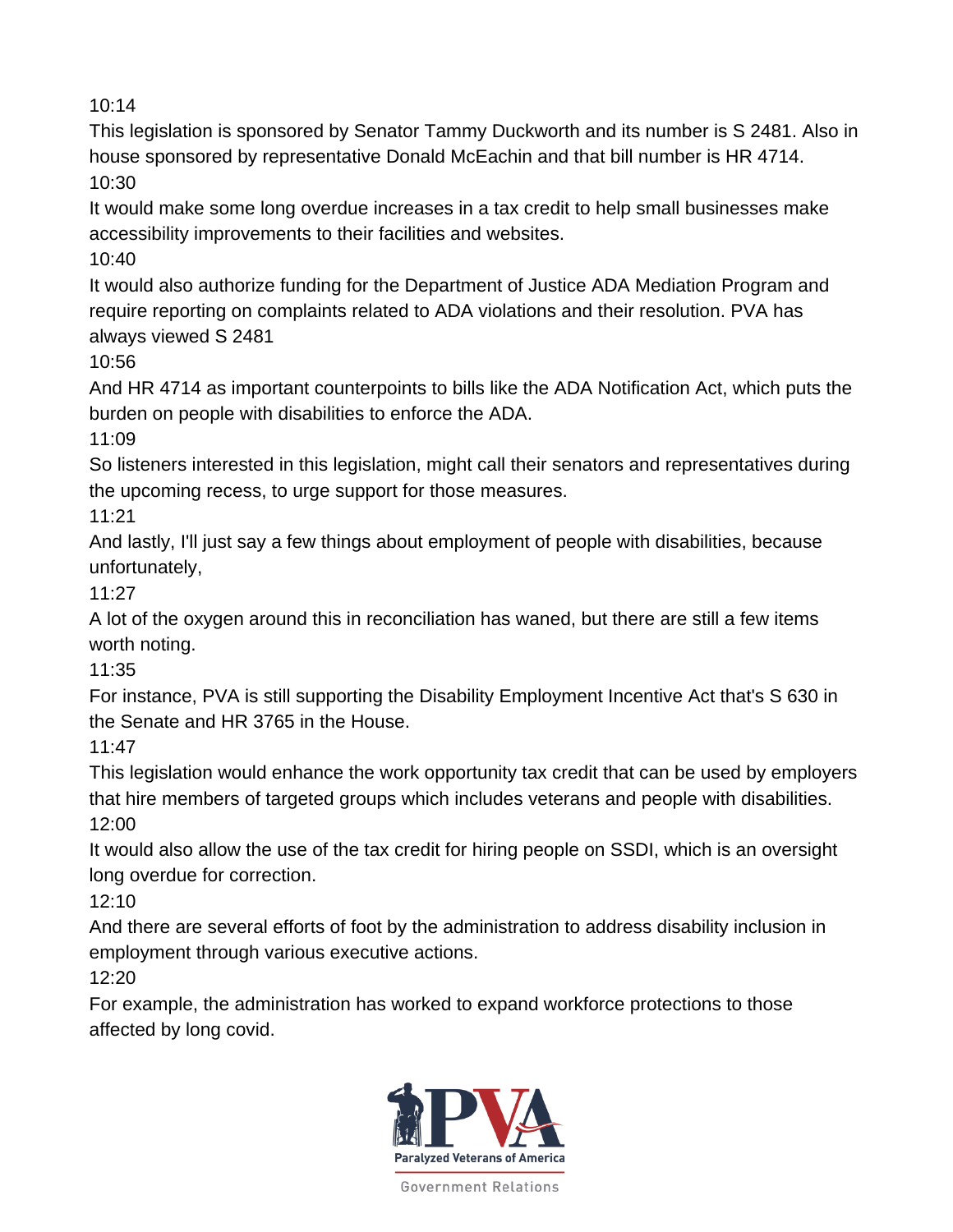10:14

This legislation is sponsored by Senator Tammy Duckworth and its number is S 2481. Also in house sponsored by representative Donald McEachin and that bill number is HR 4714.

10:30

It would make some long overdue increases in a tax credit to help small businesses make accessibility improvements to their facilities and websites.

10:40

It would also authorize funding for the Department of Justice ADA Mediation Program and require reporting on complaints related to ADA violations and their resolution. PVA has always viewed S 2481

10:56

And HR 4714 as important counterpoints to bills like the ADA Notification Act, which puts the burden on people with disabilities to enforce the ADA.

11:09

So listeners interested in this legislation, might call their senators and representatives during the upcoming recess, to urge support for those measures.

11:21

And lastly, I'll just say a few things about employment of people with disabilities, because unfortunately,

11:27

A lot of the oxygen around this in reconciliation has waned, but there are still a few items worth noting.

11:35

For instance, PVA is still supporting the Disability Employment Incentive Act that's S 630 in the Senate and HR 3765 in the House.

11:47

This legislation would enhance the work opportunity tax credit that can be used by employers that hire members of targeted groups which includes veterans and people with disabilities.

12:00

It would also allow the use of the tax credit for hiring people on SSDI, which is an oversight long overdue for correction.

12:10

And there are several efforts of foot by the administration to address disability inclusion in employment through various executive actions.

12:20

For example, the administration has worked to expand workforce protections to those affected by long covid.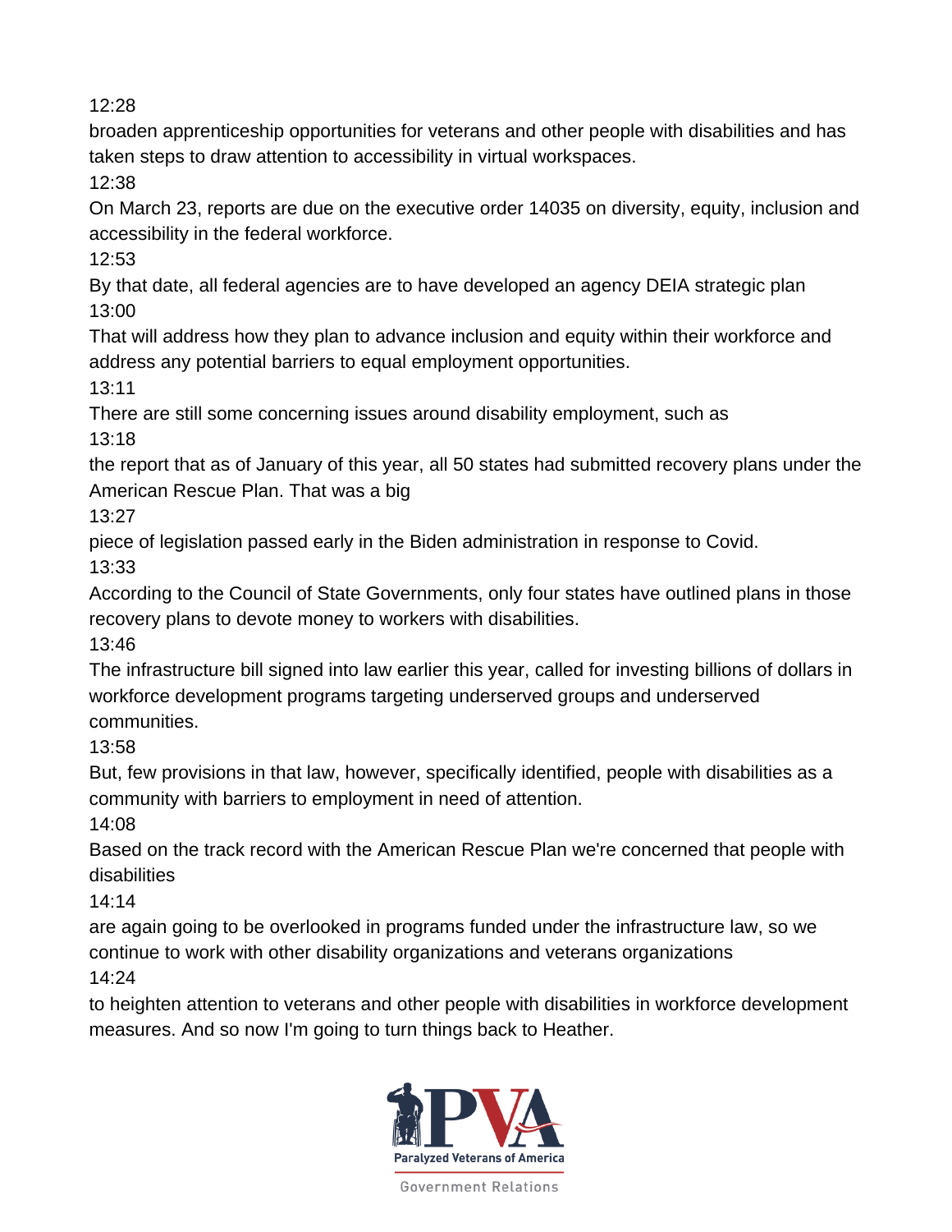12:28

broaden apprenticeship opportunities for veterans and other people with disabilities and has taken steps to draw attention to accessibility in virtual workspaces.

12:38

On March 23, reports are due on the executive order 14035 on diversity, equity, inclusion and accessibility in the federal workforce.

12:53

By that date, all federal agencies are to have developed an agency DEIA strategic plan

13:00

That will address how they plan to advance inclusion and equity within their workforce and address any potential barriers to equal employment opportunities.

13:11

There are still some concerning issues around disability employment, such as

13:18

the report that as of January of this year, all 50 states had submitted recovery plans under the American Rescue Plan. That was a big

13:27

piece of legislation passed early in the Biden administration in response to Covid.

13:33

According to the Council of State Governments, only four states have outlined plans in those recovery plans to devote money to workers with disabilities.

13:46

The infrastructure bill signed into law earlier this year, called for investing billions of dollars in workforce development programs targeting underserved groups and underserved communities.

13:58

But, few provisions in that law, however, specifically identified, people with disabilities as a community with barriers to employment in need of attention.

14:08

Based on the track record with the American Rescue Plan we're concerned that people with disabilities

14:14

are again going to be overlooked in programs funded under the infrastructure law, so we continue to work with other disability organizations and veterans organizations

14:24

to heighten attention to veterans and other people with disabilities in workforce development measures. And so now I'm going to turn things back to Heather.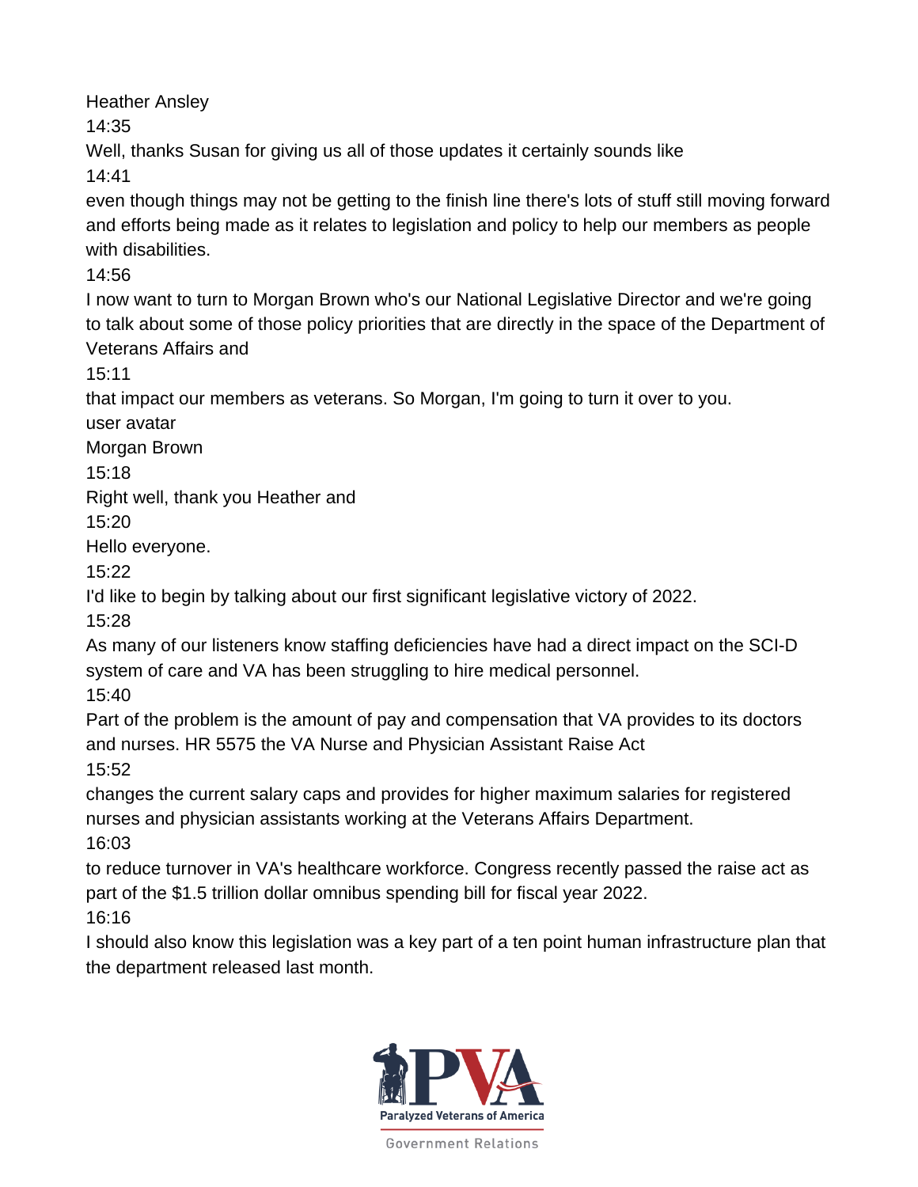Heather Ansley

14:35

Well, thanks Susan for giving us all of those updates it certainly sounds like

14:41

even though things may not be getting to the finish line there's lots of stuff still moving forward and efforts being made as it relates to legislation and policy to help our members as people with disabilities.

14:56

I now want to turn to Morgan Brown who's our National Legislative Director and we're going to talk about some of those policy priorities that are directly in the space of the Department of Veterans Affairs and

15:11

that impact our members as veterans. So Morgan, I'm going to turn it over to you.

user avatar

Morgan Brown

15:18

Right well, thank you Heather and

15:20

Hello everyone.

15:22

I'd like to begin by talking about our first significant legislative victory of 2022.

15:28

As many of our listeners know staffing deficiencies have had a direct impact on the SCI-D system of care and VA has been struggling to hire medical personnel.

15:40

Part of the problem is the amount of pay and compensation that VA provides to its doctors and nurses. HR 5575 the VA Nurse and Physician Assistant Raise Act

15:52

changes the current salary caps and provides for higher maximum salaries for registered nurses and physician assistants working at the Veterans Affairs Department.

16:03

to reduce turnover in VA's healthcare workforce. Congress recently passed the raise act as part of the $1.5 trillion dollar omnibus spending bill for fiscal year 2022.

16:16

I should also know this legislation was a key part of a ten point human infrastructure plan that the department released last month.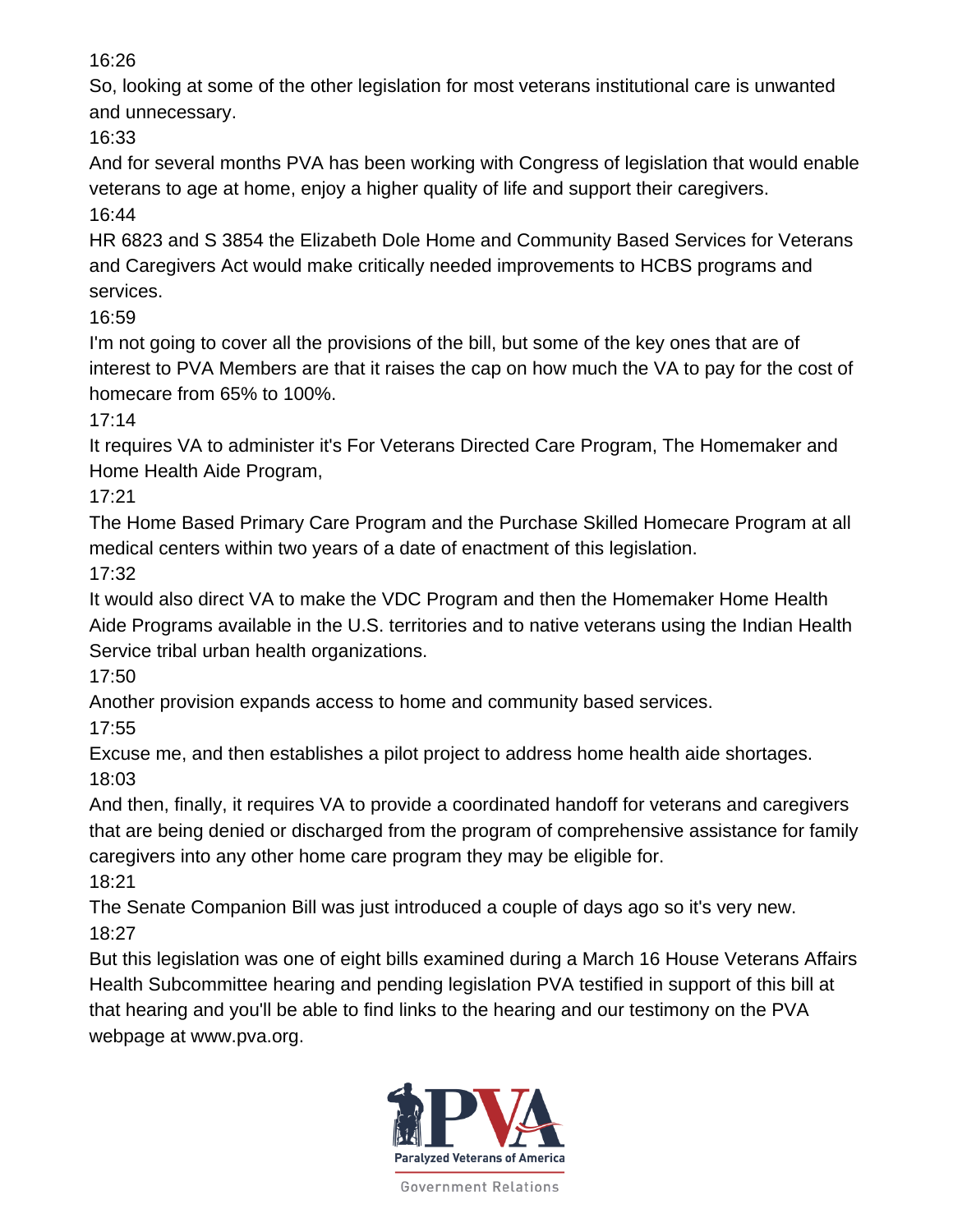16:26

So, looking at some of the other legislation for most veterans institutional care is unwanted and unnecessary.

16:33

And for several months PVA has been working with Congress of legislation that would enable veterans to age at home, enjoy a higher quality of life and support their caregivers.

16:44

HR 6823 and S 3854 the Elizabeth Dole Home and Community Based Services for Veterans and Caregivers Act would make critically needed improvements to HCBS programs and services.

16:59

I'm not going to cover all the provisions of the bill, but some of the key ones that are of interest to PVA Members are that it raises the cap on how much the VA to pay for the cost of homecare from 65% to 100%.

17:14

It requires VA to administer it's For Veterans Directed Care Program, The Homemaker and Home Health Aide Program,

17:21

The Home Based Primary Care Program and the Purchase Skilled Homecare Program at all medical centers within two years of a date of enactment of this legislation.

17:32

It would also direct VA to make the VDC Program and then the Homemaker Home Health Aide Programs available in the U.S. territories and to native veterans using the Indian Health Service tribal urban health organizations.

17:50

Another provision expands access to home and community based services.

17:55

Excuse me, and then establishes a pilot project to address home health aide shortages.

18:03

And then, finally, it requires VA to provide a coordinated handoff for veterans and caregivers that are being denied or discharged from the program of comprehensive assistance for family caregivers into any other home care program they may be eligible for.

18:21

The Senate Companion Bill was just introduced a couple of days ago so it's very new.

18:27

But this legislation was one of eight bills examined during a March 16 House Veterans Affairs Health Subcommittee hearing and pending legislation PVA testified in support of this bill at that hearing and you'll be able to find links to the hearing and our testimony on the PVA webpage at www.pva.org.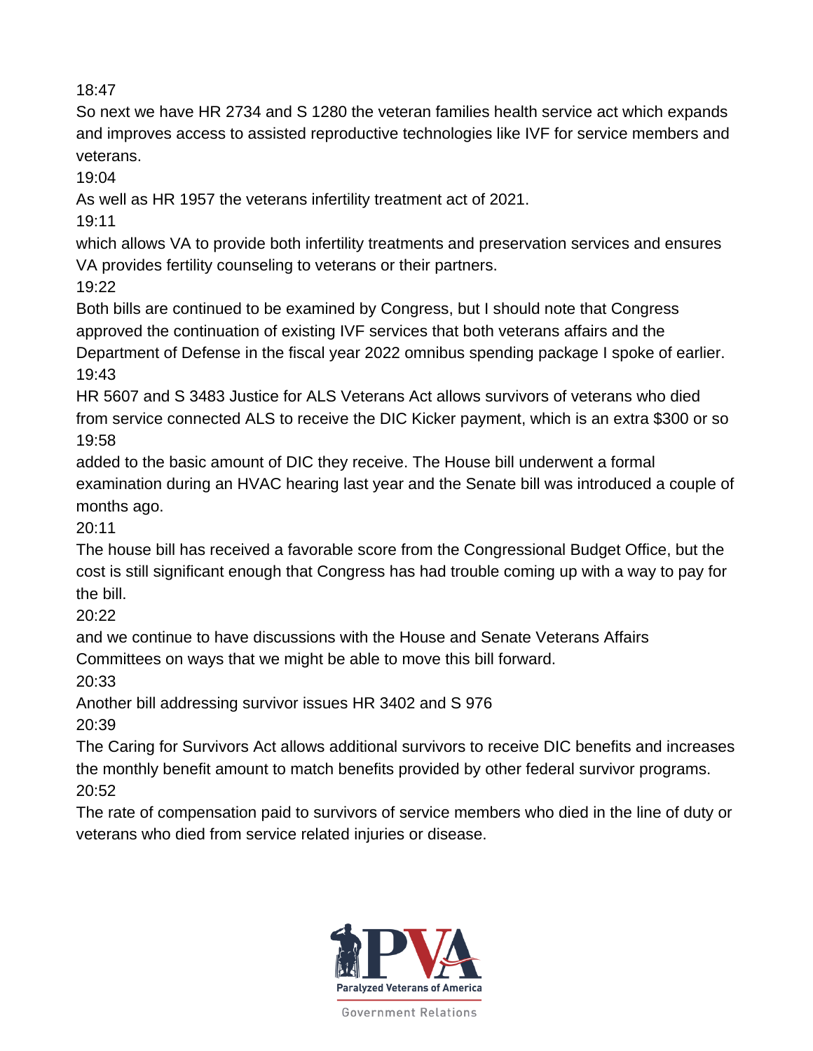18:47

So next we have HR 2734 and S 1280 the veteran families health service act which expands and improves access to assisted reproductive technologies like IVF for service members and veterans.

19:04

As well as HR 1957 the veterans infertility treatment act of 2021.

19:11

which allows VA to provide both infertility treatments and preservation services and ensures VA provides fertility counseling to veterans or their partners.

19:22

Both bills are continued to be examined by Congress, but I should note that Congress approved the continuation of existing IVF services that both veterans affairs and the Department of Defense in the fiscal year 2022 omnibus spending package I spoke of earlier.

19:43

HR 5607 and S 3483 Justice for ALS Veterans Act allows survivors of veterans who died from service connected ALS to receive the DIC Kicker payment, which is an extra $300 or so

19:58

added to the basic amount of DIC they receive. The House bill underwent a formal examination during an HVAC hearing last year and the Senate bill was introduced a couple of months ago.

20:11

The house bill has received a favorable score from the Congressional Budget Office, but the cost is still significant enough that Congress has had trouble coming up with a way to pay for the bill.

20:22

and we continue to have discussions with the House and Senate Veterans Affairs Committees on ways that we might be able to move this bill forward.

20:33

Another bill addressing survivor issues HR 3402 and S 976

20:39

The Caring for Survivors Act allows additional survivors to receive DIC benefits and increases the monthly benefit amount to match benefits provided by other federal survivor programs.

20:52

The rate of compensation paid to survivors of service members who died in the line of duty or veterans who died from service related injuries or disease.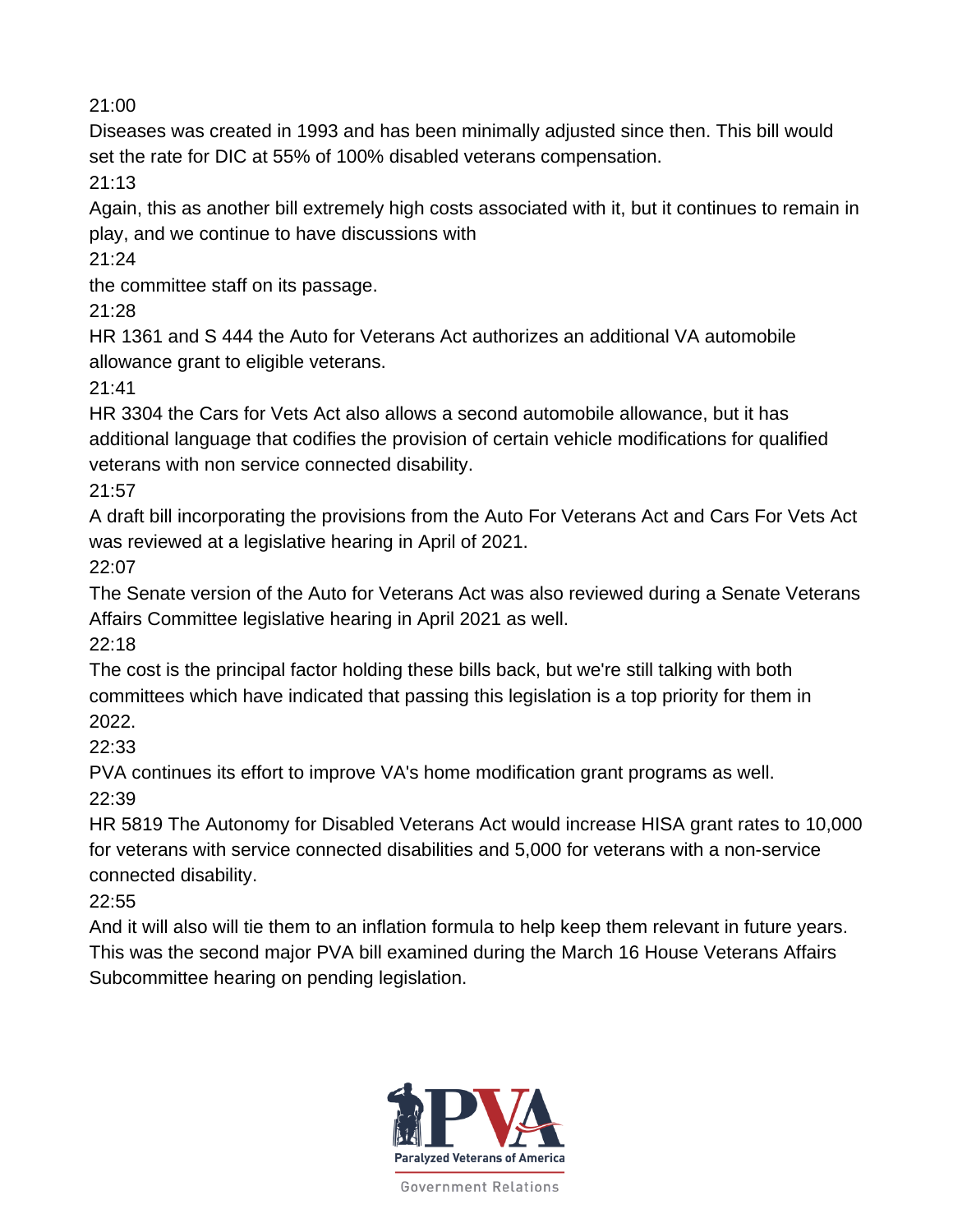21:00

Diseases was created in 1993 and has been minimally adjusted since then. This bill would set the rate for DIC at 55% of 100% disabled veterans compensation.

21:13

Again, this as another bill extremely high costs associated with it, but it continues to remain in play, and we continue to have discussions with

21:24

the committee staff on its passage.

21:28

HR 1361 and S 444 the Auto for Veterans Act authorizes an additional VA automobile allowance grant to eligible veterans.

21:41

HR 3304 the Cars for Vets Act also allows a second automobile allowance, but it has additional language that codifies the provision of certain vehicle modifications for qualified veterans with non service connected disability.

21:57

A draft bill incorporating the provisions from the Auto For Veterans Act and Cars For Vets Act was reviewed at a legislative hearing in April of 2021.

22:07

The Senate version of the Auto for Veterans Act was also reviewed during a Senate Veterans Affairs Committee legislative hearing in April 2021 as well.

22:18

The cost is the principal factor holding these bills back, but we're still talking with both committees which have indicated that passing this legislation is a top priority for them in 2022.

22:33

PVA continues its effort to improve VA's home modification grant programs as well.

22:39

HR 5819 The Autonomy for Disabled Veterans Act would increase HISA grant rates to 10,000 for veterans with service connected disabilities and 5,000 for veterans with a non-service connected disability.

22:55

And it will also will tie them to an inflation formula to help keep them relevant in future years. This was the second major PVA bill examined during the March 16 House Veterans Affairs Subcommittee hearing on pending legislation.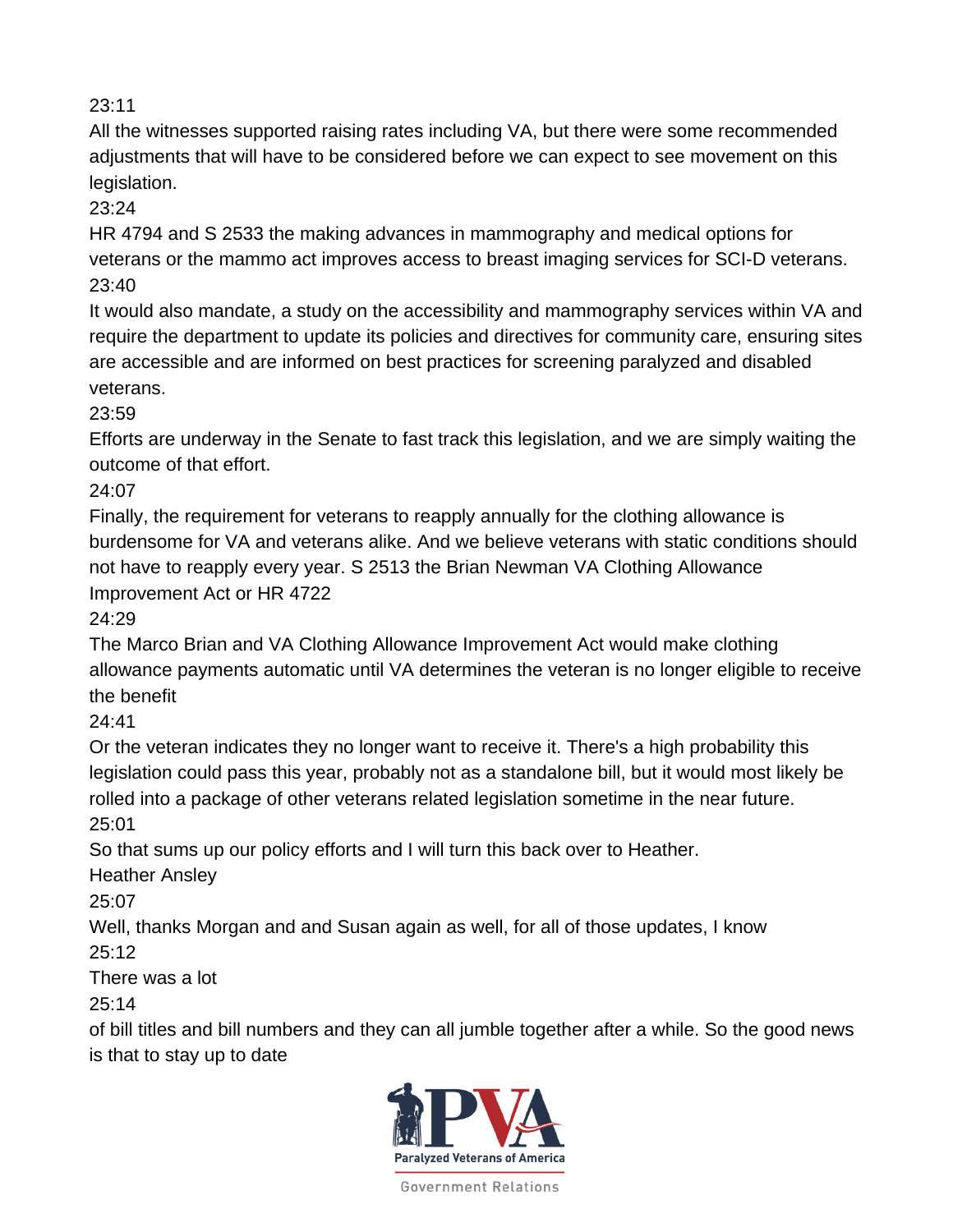23:11

All the witnesses supported raising rates including VA, but there were some recommended adjustments that will have to be considered before we can expect to see movement on this legislation.

23:24

HR 4794 and S 2533 the making advances in mammography and medical options for veterans or the mammo act improves access to breast imaging services for SCI-D veterans.

23:40

It would also mandate, a study on the accessibility and mammography services within VA and require the department to update its policies and directives for community care, ensuring sites are accessible and are informed on best practices for screening paralyzed and disabled veterans.

23:59

Efforts are underway in the Senate to fast track this legislation, and we are simply waiting the outcome of that effort.

24:07

Finally, the requirement for veterans to reapply annually for the clothing allowance is burdensome for VA and veterans alike. And we believe veterans with static conditions should not have to reapply every year. S 2513 the Brian Newman VA Clothing Allowance Improvement Act or HR 4722

24:29

The Marco Brian and VA Clothing Allowance Improvement Act would make clothing allowance payments automatic until VA determines the veteran is no longer eligible to receive the benefit

24:41

Or the veteran indicates they no longer want to receive it. There's a high probability this legislation could pass this year, probably not as a standalone bill, but it would most likely be rolled into a package of other veterans related legislation sometime in the near future.

25:01

So that sums up our policy efforts and I will turn this back over to Heather.

Heather Ansley

25:07

Well, thanks Morgan and and Susan again as well, for all of those updates, I know

25:12

There was a lot

25:14

of bill titles and bill numbers and they can all jumble together after a while. So the good news is that to stay up to date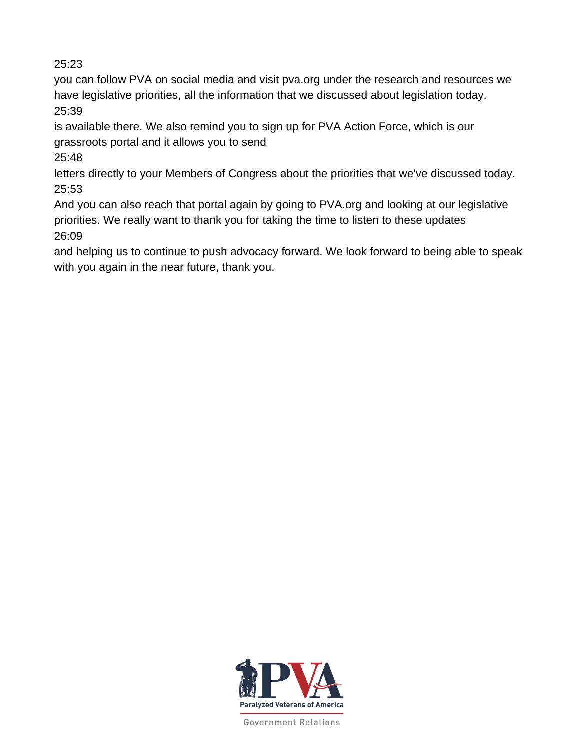25:23

you can follow PVA on social media and visit pva.org under the research and resources we have legislative priorities, all the information that we discussed about legislation today.

25:39

is available there. We also remind you to sign up for PVA Action Force, which is our grassroots portal and it allows you to send

25:48

letters directly to your Members of Congress about the priorities that we've discussed today.

25:53

And you can also reach that portal again by going to PVA.org and looking at our legislative priorities. We really want to thank you for taking the time to listen to these updates

26:09

and helping us to continue to push advocacy forward. We look forward to being able to speak with you again in the near future, thank you.

PVA
Paralyzed Veterans of America
Government Relations